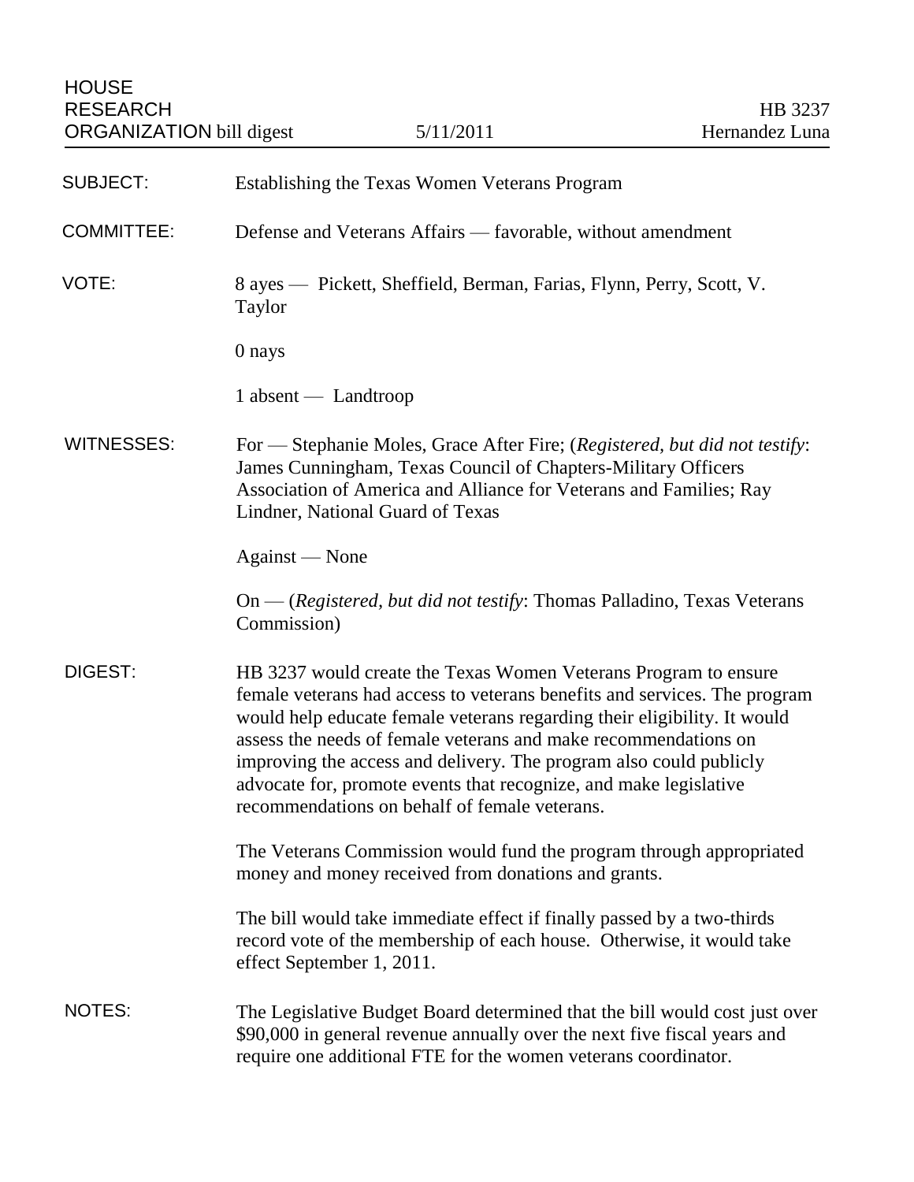HOUSE
RESEARCH
ORGANIZATION bill digest

5/11/2011

HB 3237
Hernandez Luna

**SUBJECT:** Establishing the Texas Women Veterans Program

**COMMITTEE:** Defense and Veterans Affairs — favorable, without amendment

**VOTE:** 8 ayes — Pickett, Sheffield, Berman, Farias, Flynn, Perry, Scott, V. Taylor

0 nays

1 absent — Landtroop

**WITNESSES:** For — Stephanie Moles, Grace After Fire; (*Registered, but did not testify*: James Cunningham, Texas Council of Chapters-Military Officers Association of America and Alliance for Veterans and Families; Ray Lindner, National Guard of Texas

Against — None

On — (*Registered, but did not testify*: Thomas Palladino, Texas Veterans Commission)

**DIGEST:** HB 3237 would create the Texas Women Veterans Program to ensure female veterans had access to veterans benefits and services. The program would help educate female veterans regarding their eligibility. It would assess the needs of female veterans and make recommendations on improving the access and delivery. The program also could publicly advocate for, promote events that recognize, and make legislative recommendations on behalf of female veterans.

The Veterans Commission would fund the program through appropriated money and money received from donations and grants.

The bill would take immediate effect if finally passed by a two-thirds record vote of the membership of each house. Otherwise, it would take effect September 1, 2011.

**NOTES:** The Legislative Budget Board determined that the bill would cost just over $90,000 in general revenue annually over the next five fiscal years and require one additional FTE for the women veterans coordinator.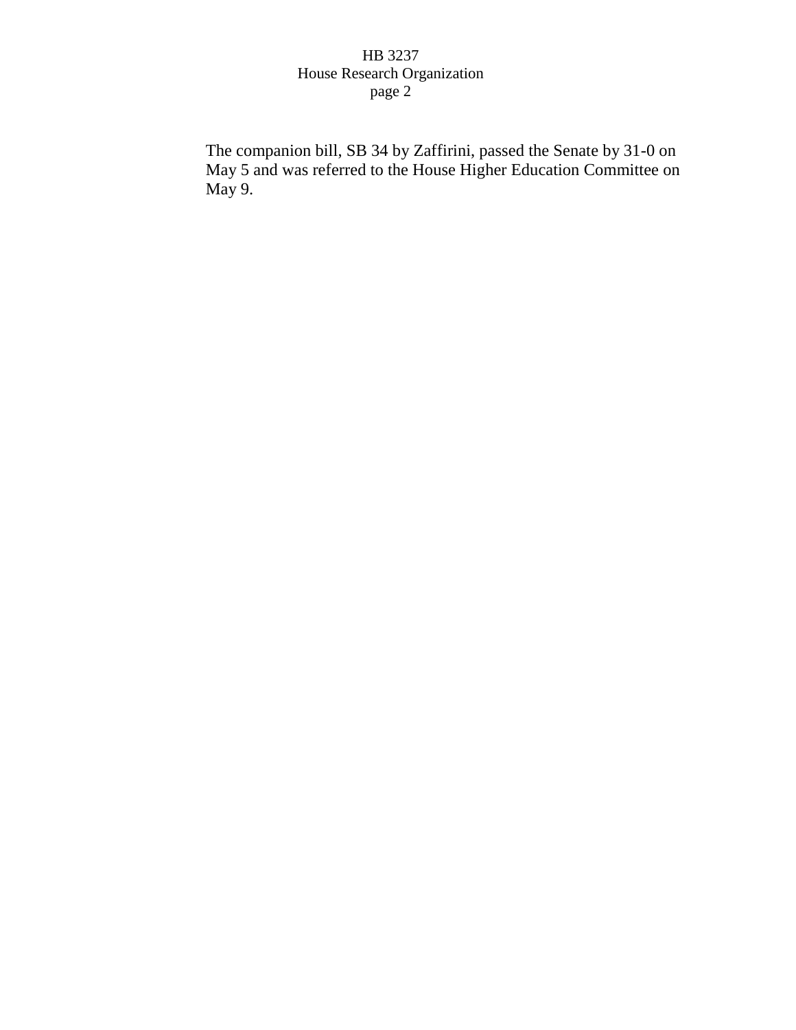The companion bill, SB 34 by Zaffirini, passed the Senate by 31-0 on May 5 and was referred to the House Higher Education Committee on May 9.